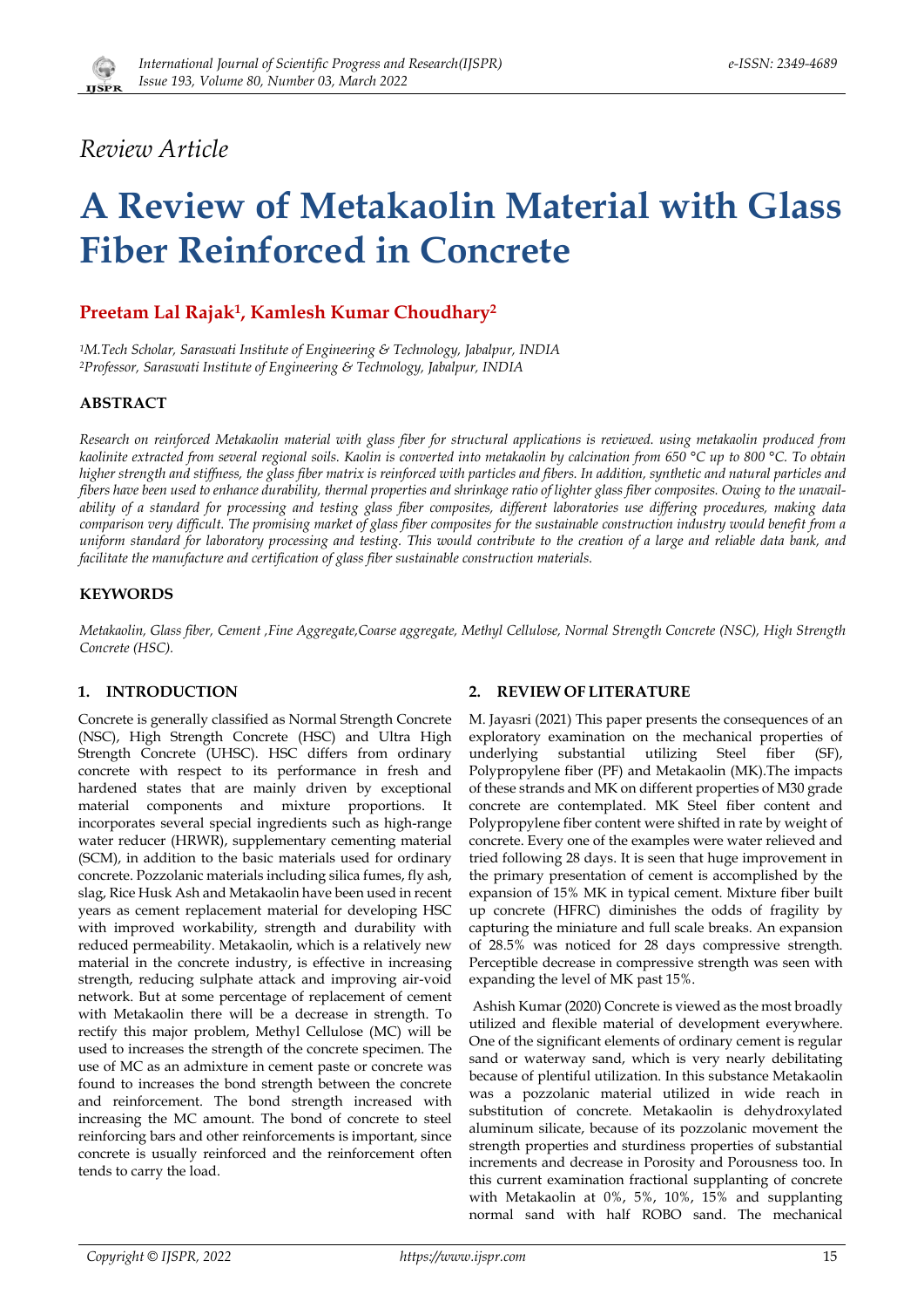*Review Article*

# A Review of Metakaolin Material with Glass Fiber Reinforced in Concrete

**Preetam Lal Rajak[1], Kamlesh Kumar Choudhary[2]**

*[1]M.Tech Scholar, Saraswati Institute of Engineering & Technology, Jabalpur, INDIA*
*[2]Professor, Saraswati Institute of Engineering & Technology, Jabalpur, INDIA*

## ABSTRACT

*Research on reinforced Metakaolin material with glass fiber for structural applications is reviewed. using metakaolin produced from kaolinite extracted from several regional soils. Kaolin is converted into metakaolin by calcination from 650 °C up to 800 °C. To obtain higher strength and stiffness, the glass fiber matrix is reinforced with particles and fibers. In addition, synthetic and natural particles and fibers have been used to enhance durability, thermal properties and shrinkage ratio of lighter glass fiber composites. Owing to the unavailability of a standard for processing and testing glass fiber composites, different laboratories use differing procedures, making data comparison very difficult. The promising market of glass fiber composites for the sustainable construction industry would benefit from a uniform standard for laboratory processing and testing. This would contribute to the creation of a large and reliable data bank, and facilitate the manufacture and certification of glass fiber sustainable construction materials.*

## KEYWORDS

*Metakaolin, Glass fiber, Cement ,Fine Aggregate,Coarse aggregate, Methyl Cellulose, Normal Strength Concrete (NSC), High Strength Concrete (HSC).*

## 1. INTRODUCTION

Concrete is generally classified as Normal Strength Concrete (NSC), High Strength Concrete (HSC) and Ultra High Strength Concrete (UHSC). HSC differs from ordinary concrete with respect to its performance in fresh and hardened states that are mainly driven by exceptional material components and mixture proportions. It incorporates several special ingredients such as high-range water reducer (HRWR), supplementary cementing material (SCM), in addition to the basic materials used for ordinary concrete. Pozzolanic materials including silica fumes, fly ash, slag, Rice Husk Ash and Metakaolin have been used in recent years as cement replacement material for developing HSC with improved workability, strength and durability with reduced permeability. Metakaolin, which is a relatively new material in the concrete industry, is effective in increasing strength, reducing sulphate attack and improving air-void network. But at some percentage of replacement of cement with Metakaolin there will be a decrease in strength. To rectify this major problem, Methyl Cellulose (MC) will be used to increases the strength of the concrete specimen. The use of MC as an admixture in cement paste or concrete was found to increases the bond strength between the concrete and reinforcement. The bond strength increased with increasing the MC amount. The bond of concrete to steel reinforcing bars and other reinforcements is important, since concrete is usually reinforced and the reinforcement often tends to carry the load.

## 2. REVIEW OF LITERATURE

M. Jayasri (2021) This paper presents the consequences of an exploratory examination on the mechanical properties of underlying substantial utilizing Steel fiber (SF), Polypropylene fiber (PF) and Metakaolin (MK).The impacts of these strands and MK on different properties of M30 grade concrete are contemplated. MK Steel fiber content and Polypropylene fiber content were shifted in rate by weight of concrete. Every one of the examples were water relieved and tried following 28 days. It is seen that huge improvement in the primary presentation of cement is accomplished by the expansion of 15% MK in typical cement. Mixture fiber built up concrete (HFRC) diminishes the odds of fragility by capturing the miniature and full scale breaks. An expansion of 28.5% was noticed for 28 days compressive strength. Perceptible decrease in compressive strength was seen with expanding the level of MK past 15%.

Ashish Kumar (2020) Concrete is viewed as the most broadly utilized and flexible material of development everywhere. One of the significant elements of ordinary cement is regular sand or waterway sand, which is very nearly debilitating because of plentiful utilization. In this substance Metakaolin was a pozzolanic material utilized in wide reach in substitution of concrete. Metakaolin is dehydroxylated aluminum silicate, because of its pozzolanic movement the strength properties and sturdiness properties of substantial increments and decrease in Porosity and Porousness too. In this current examination fractional supplanting of concrete with Metakaolin at 0%, 5%, 10%, 15% and supplanting normal sand with half ROBO sand. The mechanical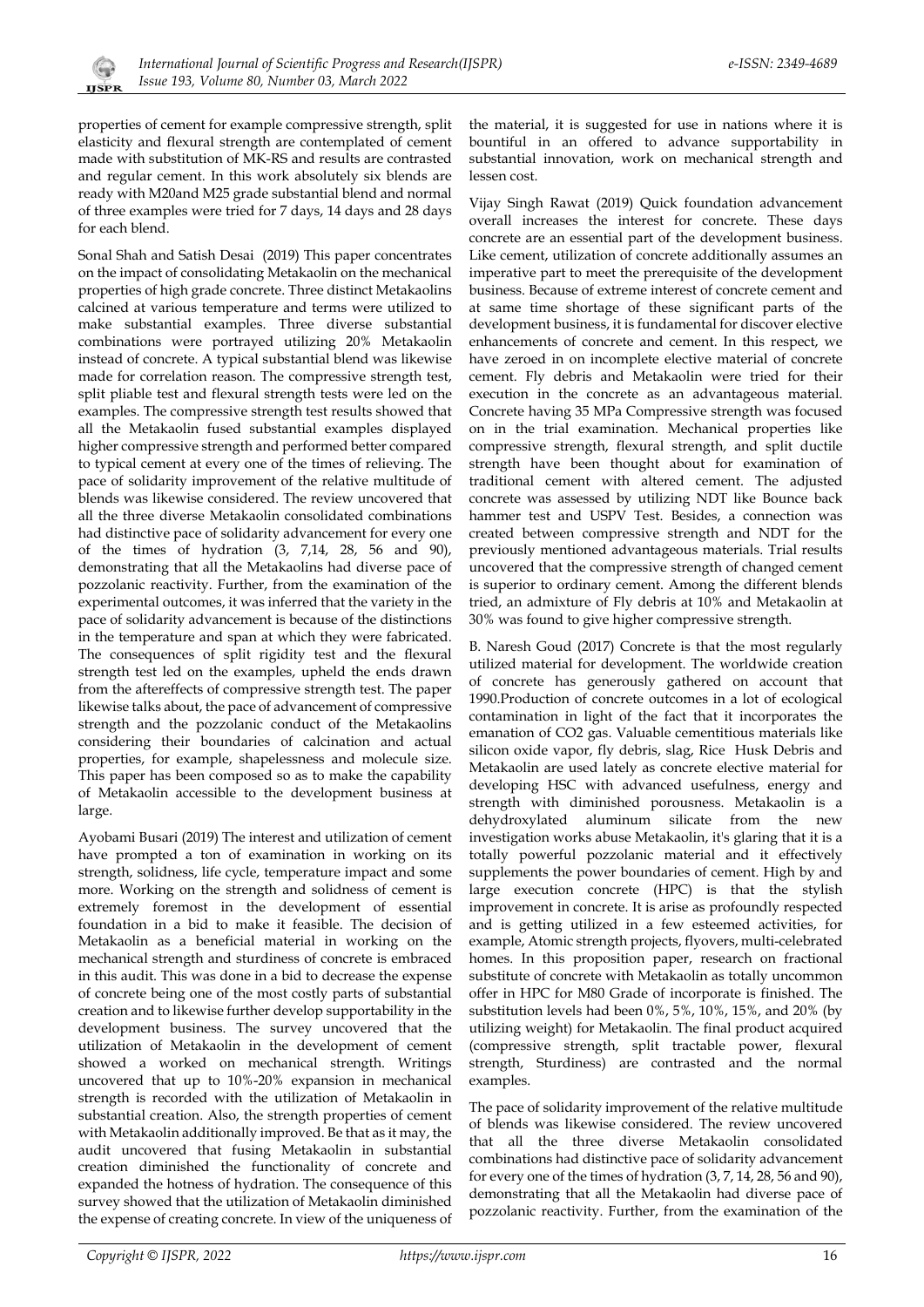properties of cement for example compressive strength, split elasticity and flexural strength are contemplated of cement made with substitution of MK-RS and results are contrasted and regular cement. In this work absolutely six blends are ready with M20and M25 grade substantial blend and normal of three examples were tried for 7 days, 14 days and 28 days for each blend.

Sonal Shah and Satish Desai (2019) This paper concentrates on the impact of consolidating Metakaolin on the mechanical properties of high grade concrete. Three distinct Metakaolins calcined at various temperature and terms were utilized to make substantial examples. Three diverse substantial combinations were portrayed utilizing 20% Metakaolin instead of concrete. A typical substantial blend was likewise made for correlation reason. The compressive strength test, split pliable test and flexural strength tests were led on the examples. The compressive strength test results showed that all the Metakaolin fused substantial examples displayed higher compressive strength and performed better compared to typical cement at every one of the times of relieving. The pace of solidarity improvement of the relative multitude of blends was likewise considered. The review uncovered that all the three diverse Metakaolin consolidated combinations had distinctive pace of solidarity advancement for every one of the times of hydration (3, 7,14, 28, 56 and 90), demonstrating that all the Metakaolins had diverse pace of pozzolanic reactivity. Further, from the examination of the experimental outcomes, it was inferred that the variety in the pace of solidarity advancement is because of the distinctions in the temperature and span at which they were fabricated. The consequences of split rigidity test and the flexural strength test led on the examples, upheld the ends drawn from the aftereffects of compressive strength test. The paper likewise talks about, the pace of advancement of compressive strength and the pozzolanic conduct of the Metakaolins considering their boundaries of calcination and actual properties, for example, shapelessness and molecule size. This paper has been composed so as to make the capability of Metakaolin accessible to the development business at large.

Ayobami Busari (2019) The interest and utilization of cement have prompted a ton of examination in working on its strength, solidness, life cycle, temperature impact and some more. Working on the strength and solidness of cement is extremely foremost in the development of essential foundation in a bid to make it feasible. The decision of Metakaolin as a beneficial material in working on the mechanical strength and sturdiness of concrete is embraced in this audit. This was done in a bid to decrease the expense of concrete being one of the most costly parts of substantial creation and to likewise further develop supportability in the development business. The survey uncovered that the utilization of Metakaolin in the development of cement showed a worked on mechanical strength. Writings uncovered that up to 10%-20% expansion in mechanical strength is recorded with the utilization of Metakaolin in substantial creation. Also, the strength properties of cement with Metakaolin additionally improved. Be that as it may, the audit uncovered that fusing Metakaolin in substantial creation diminished the functionality of concrete and expanded the hotness of hydration. The consequence of this survey showed that the utilization of Metakaolin diminished the expense of creating concrete. In view of the uniqueness of the material, it is suggested for use in nations where it is bountiful in an offered to advance supportability in substantial innovation, work on mechanical strength and lessen cost.

Vijay Singh Rawat (2019) Quick foundation advancement overall increases the interest for concrete. These days concrete are an essential part of the development business. Like cement, utilization of concrete additionally assumes an imperative part to meet the prerequisite of the development business. Because of extreme interest of concrete cement and at same time shortage of these significant parts of the development business, it is fundamental for discover elective enhancements of concrete and cement. In this respect, we have zeroed in on incomplete elective material of concrete cement. Fly debris and Metakaolin were tried for their execution in the concrete as an advantageous material. Concrete having 35 MPa Compressive strength was focused on in the trial examination. Mechanical properties like compressive strength, flexural strength, and split ductile strength have been thought about for examination of traditional cement with altered cement. The adjusted concrete was assessed by utilizing NDT like Bounce back hammer test and USPV Test. Besides, a connection was created between compressive strength and NDT for the previously mentioned advantageous materials. Trial results uncovered that the compressive strength of changed cement is superior to ordinary cement. Among the different blends tried, an admixture of Fly debris at 10% and Metakaolin at 30% was found to give higher compressive strength.

B. Naresh Goud (2017) Concrete is that the most regularly utilized material for development. The worldwide creation of concrete has generously gathered on account that 1990.Production of concrete outcomes in a lot of ecological contamination in light of the fact that it incorporates the emanation of $CO_2$ gas. Valuable cementitious materials like silicon oxide vapor, fly debris, slag, Rice Husk Debris and Metakaolin are used lately as concrete elective material for developing HSC with advanced usefulness, energy and strength with diminished porousness. Metakaolin is a dehydroxylated aluminum silicate from the new investigation works abuse Metakaolin, it's glaring that it is a totally powerful pozzolanic material and it effectively supplements the power boundaries of cement. High by and large execution concrete (HPC) is that the stylish improvement in concrete. It is arise as profoundly respected and is getting utilized in a few esteemed activities, for example, Atomic strength projects, flyovers, multi-celebrated homes. In this proposition paper, research on fractional substitute of concrete with Metakaolin as totally uncommon offer in HPC for M80 Grade of incorporate is finished. The substitution levels had been 0%, 5%, 10%, 15%, and 20% (by utilizing weight) for Metakaolin. The final product acquired (compressive strength, split tractable power, flexural strength, Sturdiness) are contrasted and the normal examples.

The pace of solidarity improvement of the relative multitude of blends was likewise considered. The review uncovered that all the three diverse Metakaolin consolidated combinations had distinctive pace of solidarity advancement for every one of the times of hydration (3, 7, 14, 28, 56 and 90), demonstrating that all the Metakaolin had diverse pace of pozzolanic reactivity. Further, from the examination of the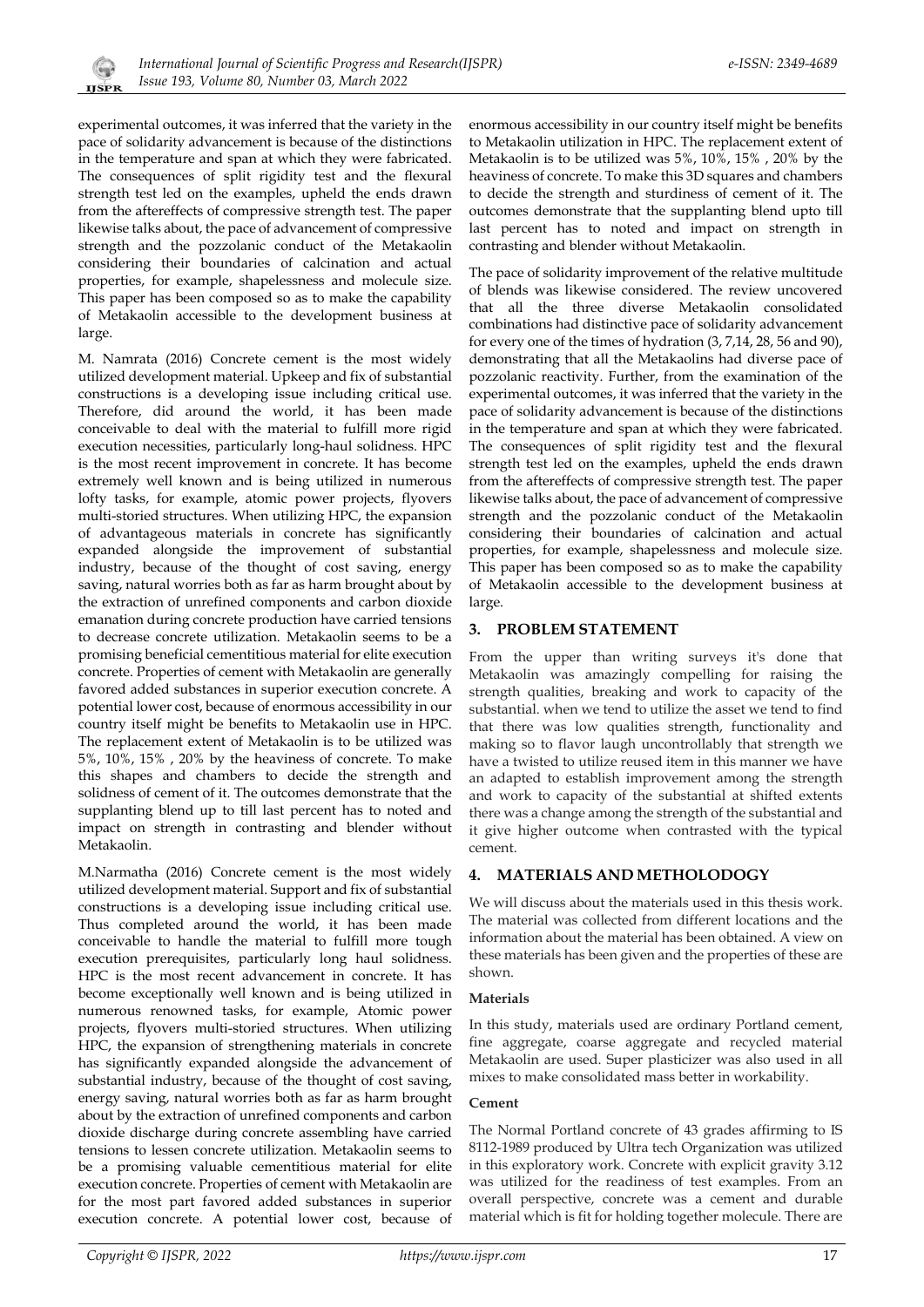experimental outcomes, it was inferred that the variety in the pace of solidarity advancement is because of the distinctions in the temperature and span at which they were fabricated. The consequences of split rigidity test and the flexural strength test led on the examples, upheld the ends drawn from the aftereffects of compressive strength test. The paper likewise talks about, the pace of advancement of compressive strength and the pozzolanic conduct of the Metakaolin considering their boundaries of calcination and actual properties, for example, shapelessness and molecule size. This paper has been composed so as to make the capability of Metakaolin accessible to the development business at large.

M. Namrata (2016) Concrete cement is the most widely utilized development material. Upkeep and fix of substantial constructions is a developing issue including critical use. Therefore, did around the world, it has been made conceivable to deal with the material to fulfill more rigid execution necessities, particularly long-haul solidness. HPC is the most recent improvement in concrete. It has become extremely well known and is being utilized in numerous lofty tasks, for example, atomic power projects, flyovers multi-storied structures. When utilizing HPC, the expansion of advantageous materials in concrete has significantly expanded alongside the improvement of substantial industry, because of the thought of cost saving, energy saving, natural worries both as far as harm brought about by the extraction of unrefined components and carbon dioxide emanation during concrete production have carried tensions to decrease concrete utilization. Metakaolin seems to be a promising beneficial cementitious material for elite execution concrete. Properties of cement with Metakaolin are generally favored added substances in superior execution concrete. A potential lower cost, because of enormous accessibility in our country itself might be benefits to Metakaolin use in HPC. The replacement extent of Metakaolin is to be utilized was 5%, 10%, 15% , 20% by the heaviness of concrete. To make this shapes and chambers to decide the strength and solidness of cement of it. The outcomes demonstrate that the supplanting blend up to till last percent has to noted and impact on strength in contrasting and blender without Metakaolin.

M.Narmatha (2016) Concrete cement is the most widely utilized development material. Support and fix of substantial constructions is a developing issue including critical use. Thus completed around the world, it has been made conceivable to handle the material to fulfill more tough execution prerequisites, particularly long haul solidness. HPC is the most recent advancement in concrete. It has become exceptionally well known and is being utilized in numerous renowned tasks, for example, Atomic power projects, flyovers multi-storied structures. When utilizing HPC, the expansion of strengthening materials in concrete has significantly expanded alongside the advancement of substantial industry, because of the thought of cost saving, energy saving, natural worries both as far as harm brought about by the extraction of unrefined components and carbon dioxide discharge during concrete assembling have carried tensions to lessen concrete utilization. Metakaolin seems to be a promising valuable cementitious material for elite execution concrete. Properties of cement with Metakaolin are for the most part favored added substances in superior execution concrete. A potential lower cost, because of enormous accessibility in our country itself might be benefits to Metakaolin utilization in HPC. The replacement extent of Metakaolin is to be utilized was 5%, 10%, 15% , 20% by the heaviness of concrete. To make this 3D squares and chambers to decide the strength and sturdiness of cement of it. The outcomes demonstrate that the supplanting blend upto till last percent has to noted and impact on strength in contrasting and blender without Metakaolin.

The pace of solidarity improvement of the relative multitude of blends was likewise considered. The review uncovered that all the three diverse Metakaolin consolidated combinations had distinctive pace of solidarity advancement for every one of the times of hydration (3, 7,14, 28, 56 and 90), demonstrating that all the Metakaolins had diverse pace of pozzolanic reactivity. Further, from the examination of the experimental outcomes, it was inferred that the variety in the pace of solidarity advancement is because of the distinctions in the temperature and span at which they were fabricated. The consequences of split rigidity test and the flexural strength test led on the examples, upheld the ends drawn from the aftereffects of compressive strength test. The paper likewise talks about, the pace of advancement of compressive strength and the pozzolanic conduct of the Metakaolin considering their boundaries of calcination and actual properties, for example, shapelessness and molecule size. This paper has been composed so as to make the capability of Metakaolin accessible to the development business at large.

## 3. PROBLEM STATEMENT

From the upper than writing surveys it's done that Metakaolin was amazingly compelling for raising the strength qualities, breaking and work to capacity of the substantial. when we tend to utilize the asset we tend to find that there was low qualities strength, functionality and making so to flavor laugh uncontrollably that strength we have a twisted to utilize reused item in this manner we have an adapted to establish improvement among the strength and work to capacity of the substantial at shifted extents there was a change among the strength of the substantial and it give higher outcome when contrasted with the typical cement.

## 4. MATERIALS AND METHOLODOGY

We will discuss about the materials used in this thesis work. The material was collected from different locations and the information about the material has been obtained. A view on these materials has been given and the properties of these are shown.

**Materials**

In this study, materials used are ordinary Portland cement, fine aggregate, coarse aggregate and recycled material Metakaolin are used. Super plasticizer was also used in all mixes to make consolidated mass better in workability.

**Cement**

The Normal Portland concrete of 43 grades affirming to IS 8112-1989 produced by Ultra tech Organization was utilized in this exploratory work. Concrete with explicit gravity 3.12 was utilized for the readiness of test examples. From an overall perspective, concrete was a cement and durable material which is fit for holding together molecule. There are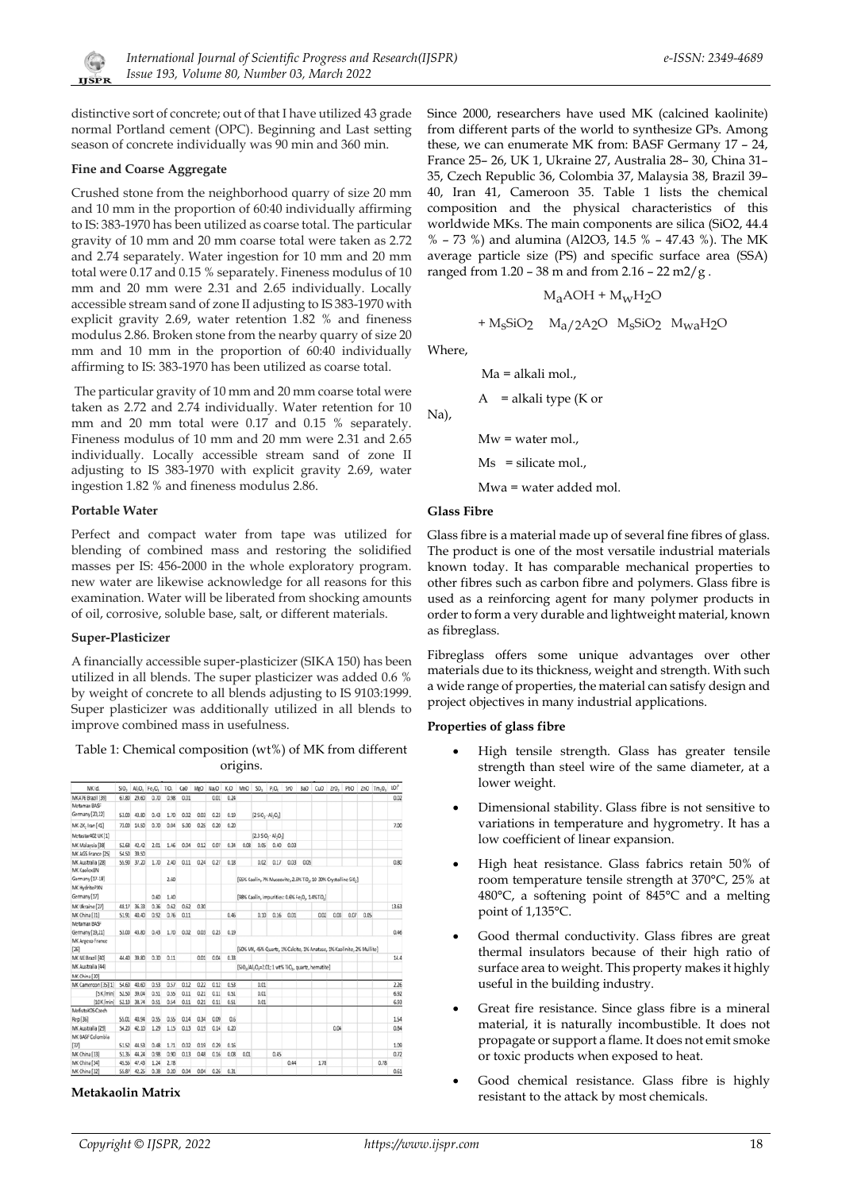distinctive sort of concrete; out of that I have utilized 43 grade normal Portland cement (OPC). Beginning and Last setting season of concrete individually was 90 min and 360 min.

**Fine and Coarse Aggregate**

Crushed stone from the neighborhood quarry of size 20 mm and 10 mm in the proportion of 60:40 individually affirming to IS: 383-1970 has been utilized as coarse total. The particular gravity of 10 mm and 20 mm coarse total were taken as 2.72 and 2.74 separately. Water ingestion for 10 mm and 20 mm total were 0.17 and 0.15 % separately. Fineness modulus of 10 mm and 20 mm were 2.31 and 2.65 individually. Locally accessible stream sand of zone II adjusting to IS 383-1970 with explicit gravity 2.69, water retention 1.82 % and fineness modulus 2.86. Broken stone from the nearby quarry of size 20 mm and 10 mm in the proportion of 60:40 individually affirming to IS: 383-1970 has been utilized as coarse total.

The particular gravity of 10 mm and 20 mm coarse total were taken as 2.72 and 2.74 individually. Water retention for 10 mm and 20 mm total were 0.17 and 0.15 % separately. Fineness modulus of 10 mm and 20 mm were 2.31 and 2.65 individually. Locally accessible stream sand of zone II adjusting to IS 383-1970 with explicit gravity 2.69, water ingestion 1.82 % and fineness modulus 2.86.

**Portable Water**

Perfect and compact water from tape was utilized for blending of combined mass and restoring the solidified masses per IS: 456-2000 in the whole exploratory program. new water are likewise acknowledge for all reasons for this examination. Water will be liberated from shocking amounts of oil, corrosive, soluble base, salt, or different materials.

**Super-Plasticizer**

A financially accessible super-plasticizer (SIKA 150) has been utilized in all blends. The super plasticizer was added 0.6 % by weight of concrete to all blends adjusting to IS 9103:1999. Super plasticizer was additionally utilized in all blends to improve combined mass in usefulness.

Table 1: Chemical composition (wt%) of MK from different origins.

| MK Id. | $SiO_2$ | $Al_2O_3$ | $Fe_2O_3$ | $TiO_2$ | CaO | MgO | $Na_2O$ | $K_2O$ | MnO | $SO_3$ | $P_2O_5$ | SrO | BaO | CuO | $ZrO_2$ | PbO | ZnO | $Tm_2O_3$ | LOI[a] |
|---|---|---|---|---|---|---|---|---|---|---|---|---|---|---|---|---|---|---|---|
| MKA76 Brazil [38] | 61.80 | 29.60 | 0.70 | 0.98 | 0.01 | | 0.01 | 0.24 | | | | | | | | | | | 0.02 |
| Metamax BASF Germany [20,22] | 53.00 | 43.80 | 0.43 | 1.70 | 0.02 | 0.03 | 0.23 | 0.19 | | [2 $SiO_2$ · $Al_2O_3$] | | | | | | | | | |
| MK ZK, Iran [41] | 73.00 | 14.50 | 0.70 | 0.04 | 5.00 | 0.25 | 0.20 | 0.20 | | | | | | | | | | | 7.00 |
| Metastar402 UK [1] | | | | | | | | | | [2.3 $SiO_2$ · $Al_2O_3$] | | | | | | | | | |
| MK Malaysia [38] | 52.68 | 42.42 | 2.01 | 1.46 | 0.04 | 0.12 | 0.07 | 0.34 | 0.08 | 0.05 | 0.40 | 0.03 | | | | | | | |
| MK AGS France [25] | 54.50 | 39.50 | | | | | | | | | | | | | | | | | |
| MK Australia [28] | 55.50 | 37.20 | 1.70 | 2.40 | 0.11 | 0.24 | 0.27 | 0.18 | | 0.02 | 0.17 | 0.03 | 0.05 | | | | | | 0.80 |
| MK KaolinXN Germany [17-18] | | | | 2.60 | | | | | | [68% Kaolin, 7% Muscovite, 2.0% $TiO_2$, 18–20% Crystalline $SiO_2$] | | | | | | | | | |
| MK HydriteP8N Germany [17] | | | 0.60 | 1.40 | | | | | | [98% Kaolin, impurities: 0.6% $Fe_2O_3$, 1.4% $TiO_2$] | | | | | | | | | |
| MK Ukraine [27] | 48.17 | 36.33 | 0.36 | 0.62 | 0.62 | 0.30 | | | | | | | | | | | | | 13.63 |
| MK China [31] | 51.91 | 40.40 | 0.92 | 0.76 | 0.11 | | | 0.46 | | 0.10 | 0.16 | 0.01 | | 0.02 | 0.03 | 0.07 | 0.05 | | |
| Metamax BASF Germany [19,21] | 53.00 | 43.80 | 0.43 | 1.70 | 0.02 | 0.03 | 0.23 | 0.19 | | | | | | | | | | | 0.46 |
| MK Argeco France [26] | | | | | | | | | | [50% MK, 45% Quartz, 1% Calcite, 1% Anatase, 1% Kaolinite, 2% Mullite] | | | | | | | | | |
| MK IIE Brazil [40] | 44.40 | 38.80 | 0.30 | 0.11 | | 0.01 | 0.04 | 0.33 | | | | | | | | | | | 14.4 |
| MK Australia [44] | | | | | | | | | | [$SiO_2$/$Al_2O_3$=2.01; 1 wt% $TiO_2$, quartz, hematite] | | | | | | | | | |
| MK China [30] | | | | | | | | | | | | | | | | | | | |
| MK Cameroon [35] [1] | 54.60 | 40.60 | 0.53 | 0.57 | 0.12 | 0.22 | 0.12 | 0.53 | | 0.01 | | | | | | | | | 2.26 |
| [5 K/min] | 51.50 | 39.04 | 0.51 | 0.55 | 0.11 | 0.21 | 0.11 | 0.51 | | 0.01 | | | | | | | | | 6.92 |
| [10 K/min] | 52.10 | 38.74 | 0.51 | 0.54 | 0.11 | 0.21 | 0.11 | 0.51 | | 0.01 | | | | | | | | | 6.93 |
| MefistoK05 Czech Rep [36] | 55.01 | 40.94 | 0.55 | 0.55 | 0.14 | 0.34 | 0.09 | 0.6 | | | | | | | | | | | 1.54 |
| MK Australia [29] | 54.20 | 42.10 | 1.29 | 1.15 | 0.13 | 0.19 | 0.14 | 0.20 | | | | | | | 0.04 | | | | 0.84 |
| MK BASF Colombia [37] | 51.52 | 44.53 | 0.48 | 1.71 | 0.02 | 0.19 | 0.29 | 0.16 | | | | | | | | | | | 1.09 |
| MK China [33] | 51.36 | 44.24 | 0.98 | 0.90 | 0.13 | 0.48 | 0.16 | 0.08 | 0.01 | | 0.45 | | | | | | | | 0.72 |
| MK China [34] | 46.56 | 47.43 | 1.24 | 2.78 | | | | | | | | | 0.44 | | 1.78 | | | 0.78 | |
| MK China [32] | 55.87 | 42.25 | 0.38 | 0.10 | 0.04 | 0.04 | 0.26 | 0.31 | | | | | | | | | | | 0.61 |

**Metakaolin Matrix**

Since 2000, researchers have used MK (calcined kaolinite) from different parts of the world to synthesize GPs. Among these, we can enumerate MK from: BASF Germany 17 – 24, France 25– 26, UK 1, Ukraine 27, Australia 28– 30, China 31–35, Czech Republic 36, Colombia 37, Malaysia 38, Brazil 39–40, Iran 41, Cameroon 35. Table 1 lists the chemical composition and the physical characteristics of this worldwide MKs. The main components are silica ($SiO_2$, 44.4 % – 73 %) and alumina ($Al_2O_3$, 14.5 % – 47.43 %). The MK average particle size (PS) and specific surface area (SSA) ranged from 1.20 – 38 m and from 2.16 – 22 m2/g .

$$M_aAOH + M_wH_2O$$

$$+ M_sSiO_2 \quad M_{a/2}A_2O \;\; M_sSiO_2 \;\; M_{wa}H_2O$$

Where,

Ma = alkali mol.,

A = alkali type (K or Na),

Mw = water mol.,

Ms = silicate mol.,

Mwa = water added mol.

**Glass Fibre**

Glass fibre is a material made up of several fine fibres of glass. The product is one of the most versatile industrial materials known today. It has comparable mechanical properties to other fibres such as carbon fibre and polymers. Glass fibre is used as a reinforcing agent for many polymer products in order to form a very durable and lightweight material, known as fibreglass.

Fibreglass offers some unique advantages over other materials due to its thickness, weight and strength. With such a wide range of properties, the material can satisfy design and project objectives in many industrial applications.

**Properties of glass fibre**

- High tensile strength. Glass has greater tensile strength than steel wire of the same diameter, at a lower weight.
- Dimensional stability. Glass fibre is not sensitive to variations in temperature and hygrometry. It has a low coefficient of linear expansion.
- High heat resistance. Glass fabrics retain 50% of room temperature tensile strength at 370°C, 25% at 480°C, a softening point of 845°C and a melting point of 1,135°C.
- Good thermal conductivity. Glass fibres are great thermal insulators because of their high ratio of surface area to weight. This property makes it highly useful in the building industry.
- Great fire resistance. Since glass fibre is a mineral material, it is naturally incombustible. It does not propagate or support a flame. It does not emit smoke or toxic products when exposed to heat.
- Good chemical resistance. Glass fibre is highly resistant to the attack by most chemicals.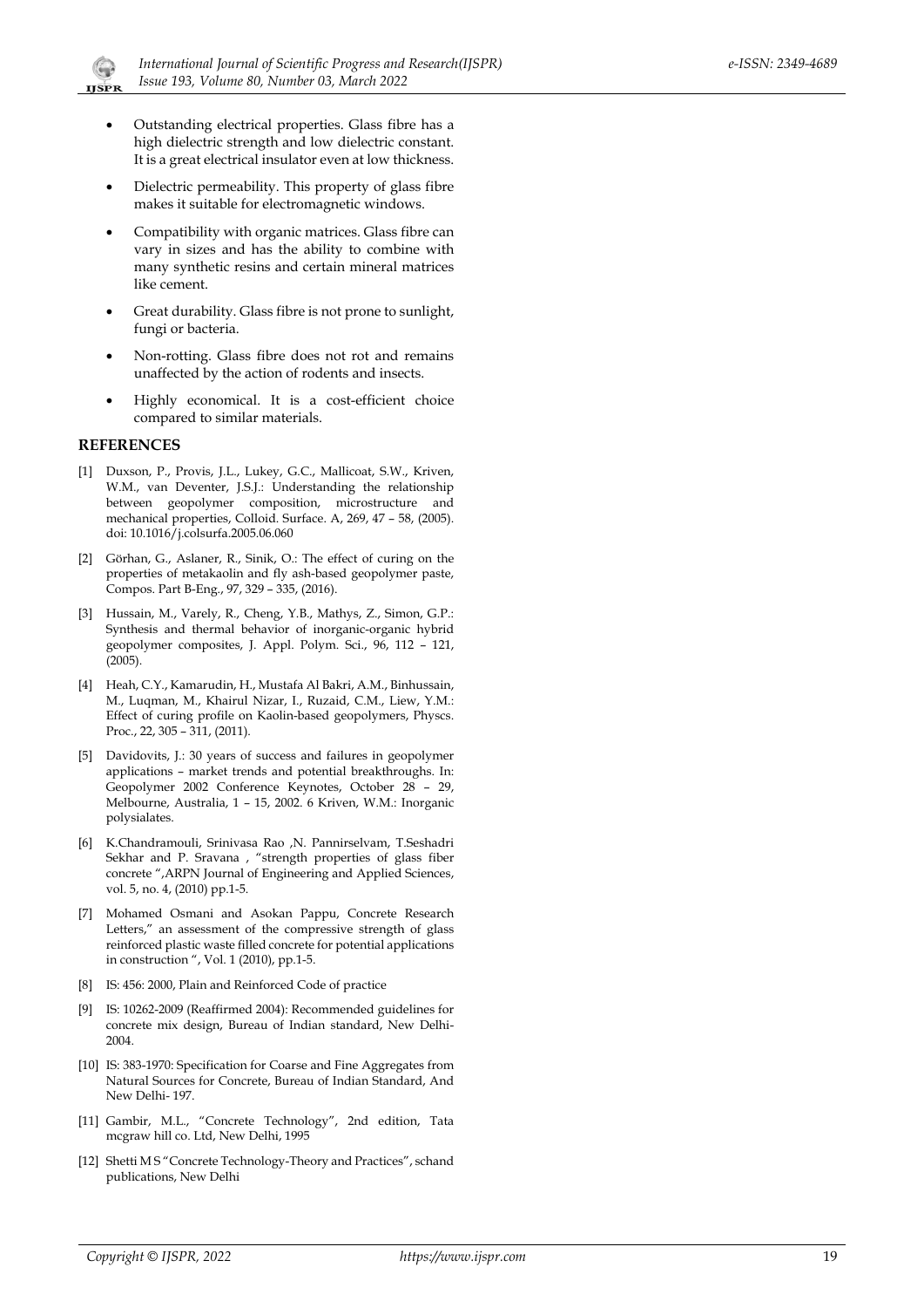- Outstanding electrical properties. Glass fibre has a high dielectric strength and low dielectric constant. It is a great electrical insulator even at low thickness.
- Dielectric permeability. This property of glass fibre makes it suitable for electromagnetic windows.
- Compatibility with organic matrices. Glass fibre can vary in sizes and has the ability to combine with many synthetic resins and certain mineral matrices like cement.
- Great durability. Glass fibre is not prone to sunlight, fungi or bacteria.
- Non-rotting. Glass fibre does not rot and remains unaffected by the action of rodents and insects.
- Highly economical. It is a cost-efficient choice compared to similar materials.

## REFERENCES

[1] Duxson, P., Provis, J.L., Lukey, G.C., Mallicoat, S.W., Kriven, W.M., van Deventer, J.S.J.: Understanding the relationship between geopolymer composition, microstructure and mechanical properties, Colloid. Surface. A, 269, 47 – 58, (2005). doi: 10.1016/j.colsurfa.2005.06.060

[2] Görhan, G., Aslaner, R., Sinik, O.: The effect of curing on the properties of metakaolin and fly ash-based geopolymer paste, Compos. Part B-Eng., 97, 329 – 335, (2016).

[3] Hussain, M., Varely, R., Cheng, Y.B., Mathys, Z., Simon, G.P.: Synthesis and thermal behavior of inorganic-organic hybrid geopolymer composites, J. Appl. Polym. Sci., 96, 112 – 121, (2005).

[4] Heah, C.Y., Kamarudin, H., Mustafa Al Bakri, A.M., Binhussain, M., Luqman, M., Khairul Nizar, I., Ruzaid, C.M., Liew, Y.M.: Effect of curing profile on Kaolin-based geopolymers, Physcs. Proc., 22, 305 – 311, (2011).

[5] Davidovits, J.: 30 years of success and failures in geopolymer applications – market trends and potential breakthroughs. In: Geopolymer 2002 Conference Keynotes, October 28 – 29, Melbourne, Australia, 1 – 15, 2002. 6 Kriven, W.M.: Inorganic polysialates.

[6] K.Chandramouli, Srinivasa Rao ,N. Pannirselvam, T.Seshadri Sekhar and P. Sravana , "strength properties of glass fiber concrete ",ARPN Journal of Engineering and Applied Sciences, vol. 5, no. 4, (2010) pp.1-5.

[7] Mohamed Osmani and Asokan Pappu, Concrete Research Letters," an assessment of the compressive strength of glass reinforced plastic waste filled concrete for potential applications in construction ", Vol. 1 (2010), pp.1-5.

[8] IS: 456: 2000, Plain and Reinforced Code of practice

[9] IS: 10262-2009 (Reaffirmed 2004): Recommended guidelines for concrete mix design, Bureau of Indian standard, New Delhi-2004.

[10] IS: 383-1970: Specification for Coarse and Fine Aggregates from Natural Sources for Concrete, Bureau of Indian Standard, And New Delhi- 197.

[11] Gambir, M.L., "Concrete Technology", 2nd edition, Tata mcgraw hill co. Ltd, New Delhi, 1995

[12] Shetti M S "Concrete Technology-Theory and Practices", schand publications, New Delhi